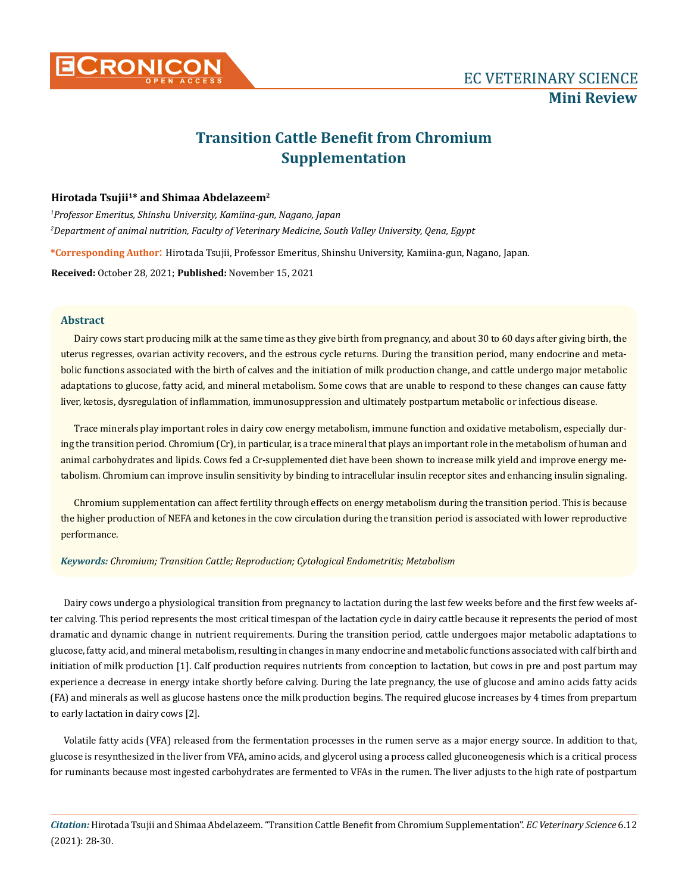# Transition Cattle Benefit from Chromium Supplementation

**Hirotada Tsujii[1]* and Shimaa Abdelazeem[2]**

*[1]Professor Emeritus, Shinshu University, Kamiina-gun, Nagano, Japan*

*[2]Department of animal nutrition, Faculty of Veterinary Medicine, South Valley University, Qena, Egypt*

**\*Corresponding Author:** Hirotada Tsujii, Professor Emeritus, Shinshu University, Kamiina-gun, Nagano, Japan.

**Received:** October 28, 2021; **Published:** November 15, 2021

## Abstract

Dairy cows start producing milk at the same time as they give birth from pregnancy, and about 30 to 60 days after giving birth, the uterus regresses, ovarian activity recovers, and the estrous cycle returns. During the transition period, many endocrine and metabolic functions associated with the birth of calves and the initiation of milk production change, and cattle undergo major metabolic adaptations to glucose, fatty acid, and mineral metabolism. Some cows that are unable to respond to these changes can cause fatty liver, ketosis, dysregulation of inflammation, immunosuppression and ultimately postpartum metabolic or infectious disease.

Trace minerals play important roles in dairy cow energy metabolism, immune function and oxidative metabolism, especially during the transition period. Chromium (Cr), in particular, is a trace mineral that plays an important role in the metabolism of human and animal carbohydrates and lipids. Cows fed a Cr-supplemented diet have been shown to increase milk yield and improve energy metabolism. Chromium can improve insulin sensitivity by binding to intracellular insulin receptor sites and enhancing insulin signaling.

Chromium supplementation can affect fertility through effects on energy metabolism during the transition period. This is because the higher production of NEFA and ketones in the cow circulation during the transition period is associated with lower reproductive performance.

***Keywords:*** *Chromium; Transition Cattle; Reproduction; Cytological Endometritis; Metabolism*

Dairy cows undergo a physiological transition from pregnancy to lactation during the last few weeks before and the first few weeks after calving. This period represents the most critical timespan of the lactation cycle in dairy cattle because it represents the period of most dramatic and dynamic change in nutrient requirements. During the transition period, cattle undergoes major metabolic adaptations to glucose, fatty acid, and mineral metabolism, resulting in changes in many endocrine and metabolic functions associated with calf birth and initiation of milk production [1]. Calf production requires nutrients from conception to lactation, but cows in pre and post partum may experience a decrease in energy intake shortly before calving. During the late pregnancy, the use of glucose and amino acids fatty acids (FA) and minerals as well as glucose hastens once the milk production begins. The required glucose increases by 4 times from prepartum to early lactation in dairy cows [2].

Volatile fatty acids (VFA) released from the fermentation processes in the rumen serve as a major energy source. In addition to that, glucose is resynthesized in the liver from VFA, amino acids, and glycerol using a process called gluconeogenesis which is a critical process for ruminants because most ingested carbohydrates are fermented to VFAs in the rumen. The liver adjusts to the high rate of postpartum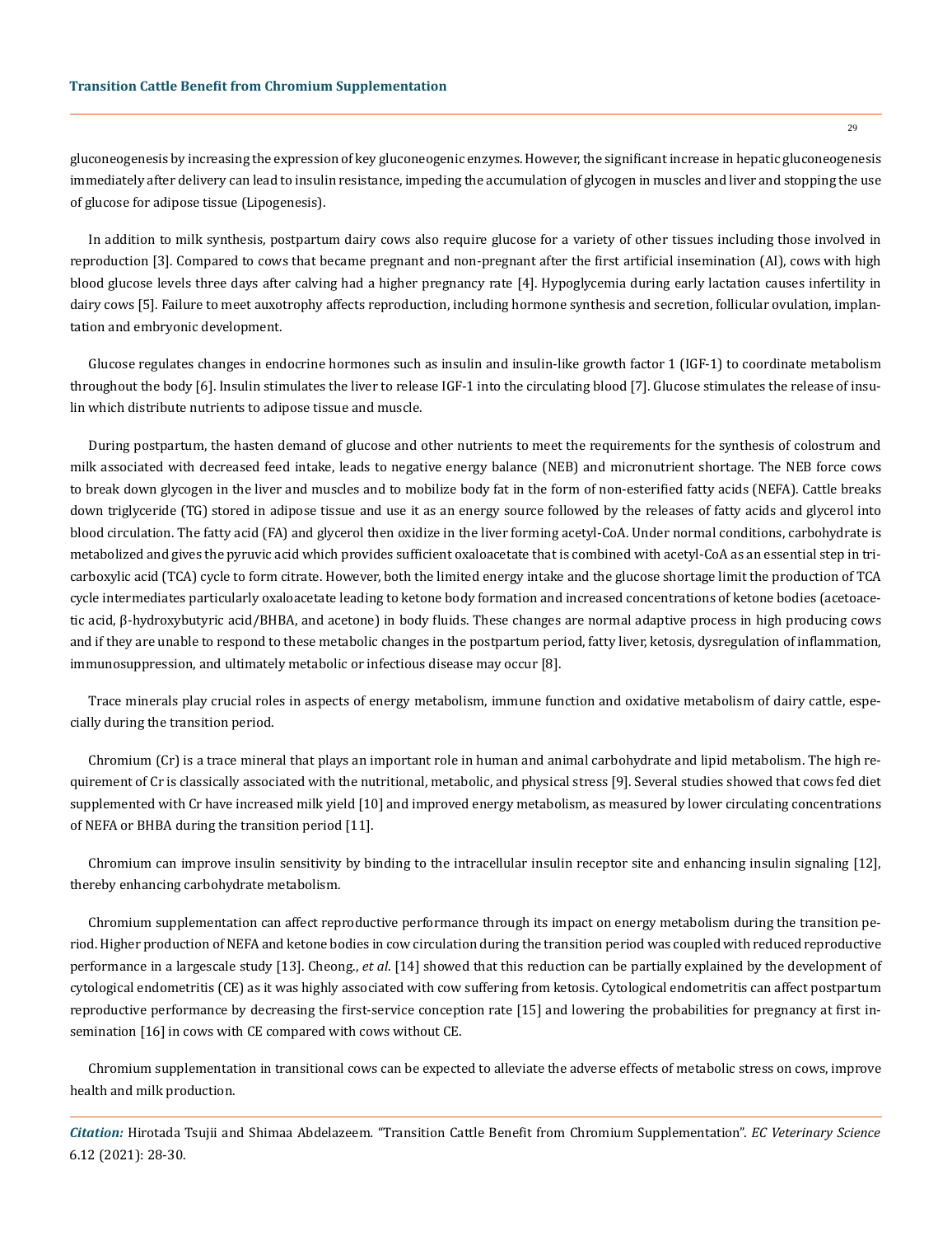gluconeogenesis by increasing the expression of key gluconeogenic enzymes. However, the significant increase in hepatic gluconeogenesis immediately after delivery can lead to insulin resistance, impeding the accumulation of glycogen in muscles and liver and stopping the use of glucose for adipose tissue (Lipogenesis).

In addition to milk synthesis, postpartum dairy cows also require glucose for a variety of other tissues including those involved in reproduction [3]. Compared to cows that became pregnant and non-pregnant after the first artificial insemination (AI), cows with high blood glucose levels three days after calving had a higher pregnancy rate [4]. Hypoglycemia during early lactation causes infertility in dairy cows [5]. Failure to meet auxotrophy affects reproduction, including hormone synthesis and secretion, follicular ovulation, implantation and embryonic development.

Glucose regulates changes in endocrine hormones such as insulin and insulin-like growth factor 1 (IGF-1) to coordinate metabolism throughout the body [6]. Insulin stimulates the liver to release IGF-1 into the circulating blood [7]. Glucose stimulates the release of insulin which distribute nutrients to adipose tissue and muscle.

During postpartum, the hasten demand of glucose and other nutrients to meet the requirements for the synthesis of colostrum and milk associated with decreased feed intake, leads to negative energy balance (NEB) and micronutrient shortage. The NEB force cows to break down glycogen in the liver and muscles and to mobilize body fat in the form of non-esterified fatty acids (NEFA). Cattle breaks down triglyceride (TG) stored in adipose tissue and use it as an energy source followed by the releases of fatty acids and glycerol into blood circulation. The fatty acid (FA) and glycerol then oxidize in the liver forming acetyl-CoA. Under normal conditions, carbohydrate is metabolized and gives the pyruvic acid which provides sufficient oxaloacetate that is combined with acetyl-CoA as an essential step in tricarboxylic acid (TCA) cycle to form citrate. However, both the limited energy intake and the glucose shortage limit the production of TCA cycle intermediates particularly oxaloacetate leading to ketone body formation and increased concentrations of ketone bodies (acetoacetic acid, β-hydroxybutyric acid/BHBA, and acetone) in body fluids. These changes are normal adaptive process in high producing cows and if they are unable to respond to these metabolic changes in the postpartum period, fatty liver, ketosis, dysregulation of inflammation, immunosuppression, and ultimately metabolic or infectious disease may occur [8].

Trace minerals play crucial roles in aspects of energy metabolism, immune function and oxidative metabolism of dairy cattle, especially during the transition period.

Chromium (Cr) is a trace mineral that plays an important role in human and animal carbohydrate and lipid metabolism. The high requirement of Cr is classically associated with the nutritional, metabolic, and physical stress [9]. Several studies showed that cows fed diet supplemented with Cr have increased milk yield [10] and improved energy metabolism, as measured by lower circulating concentrations of NEFA or BHBA during the transition period [11].

Chromium can improve insulin sensitivity by binding to the intracellular insulin receptor site and enhancing insulin signaling [12], thereby enhancing carbohydrate metabolism.

Chromium supplementation can affect reproductive performance through its impact on energy metabolism during the transition period. Higher production of NEFA and ketone bodies in cow circulation during the transition period was coupled with reduced reproductive performance in a largescale study [13]. Cheong., *et al*. [14] showed that this reduction can be partially explained by the development of cytological endometritis (CE) as it was highly associated with cow suffering from ketosis. Cytological endometritis can affect postpartum reproductive performance by decreasing the first-service conception rate [15] and lowering the probabilities for pregnancy at first insemination [16] in cows with CE compared with cows without CE.

Chromium supplementation in transitional cows can be expected to alleviate the adverse effects of metabolic stress on cows, improve health and milk production.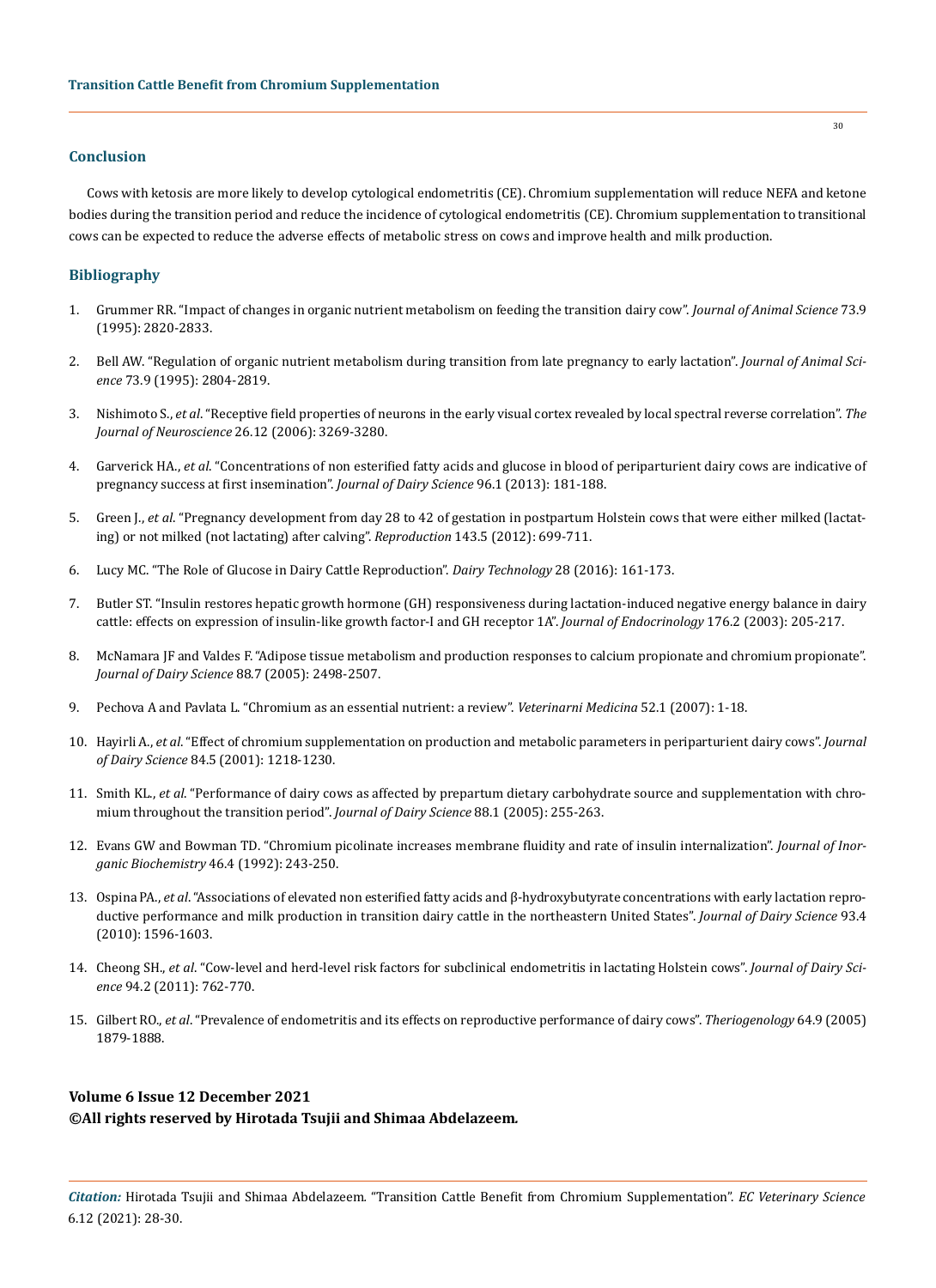## Conclusion

Cows with ketosis are more likely to develop cytological endometritis (CE). Chromium supplementation will reduce NEFA and ketone bodies during the transition period and reduce the incidence of cytological endometritis (CE). Chromium supplementation to transitional cows can be expected to reduce the adverse effects of metabolic stress on cows and improve health and milk production.

## Bibliography

1. Grummer RR. "Impact of changes in organic nutrient metabolism on feeding the transition dairy cow". *Journal of Animal Science* 73.9 (1995): 2820-2833.
2. Bell AW. "Regulation of organic nutrient metabolism during transition from late pregnancy to early lactation". *Journal of Animal Science* 73.9 (1995): 2804-2819.
3. Nishimoto S., *et al*. "Receptive field properties of neurons in the early visual cortex revealed by local spectral reverse correlation". *The Journal of Neuroscience* 26.12 (2006): 3269-3280.
4. Garverick HA., *et al*. "Concentrations of non esterified fatty acids and glucose in blood of periparturient dairy cows are indicative of pregnancy success at first insemination". *Journal of Dairy Science* 96.1 (2013): 181-188.
5. Green J., *et al*. "Pregnancy development from day 28 to 42 of gestation in postpartum Holstein cows that were either milked (lactating) or not milked (not lactating) after calving". *Reproduction* 143.5 (2012): 699-711.
6. Lucy MC. "The Role of Glucose in Dairy Cattle Reproduction". *Dairy Technology* 28 (2016): 161-173.
7. Butler ST. "Insulin restores hepatic growth hormone (GH) responsiveness during lactation-induced negative energy balance in dairy cattle: effects on expression of insulin-like growth factor-I and GH receptor 1A". *Journal of Endocrinology* 176.2 (2003): 205-217.
8. McNamara JF and Valdes F. "Adipose tissue metabolism and production responses to calcium propionate and chromium propionate". *Journal of Dairy Science* 88.7 (2005): 2498-2507.
9. Pechova A and Pavlata L. "Chromium as an essential nutrient: a review". *Veterinarni Medicina* 52.1 (2007): 1-18.
10. Hayirli A., *et al*. "Effect of chromium supplementation on production and metabolic parameters in periparturient dairy cows". *Journal of Dairy Science* 84.5 (2001): 1218-1230.
11. Smith KL., *et al*. "Performance of dairy cows as affected by prepartum dietary carbohydrate source and supplementation with chromium throughout the transition period". *Journal of Dairy Science* 88.1 (2005): 255-263.
12. Evans GW and Bowman TD. "Chromium picolinate increases membrane fluidity and rate of insulin internalization". *Journal of Inorganic Biochemistry* 46.4 (1992): 243-250.
13. Ospina PA., *et al*. "Associations of elevated non esterified fatty acids and β-hydroxybutyrate concentrations with early lactation reproductive performance and milk production in transition dairy cattle in the northeastern United States". *Journal of Dairy Science* 93.4 (2010): 1596-1603.
14. Cheong SH., *et al*. "Cow-level and herd-level risk factors for subclinical endometritis in lactating Holstein cows". *Journal of Dairy Science* 94.2 (2011): 762-770.
15. Gilbert RO., *et al*. "Prevalence of endometritis and its effects on reproductive performance of dairy cows". *Theriogenology* 64.9 (2005) 1879-1888.

**Volume 6 Issue 12 December 2021**
**©All rights reserved by Hirotada Tsujii and Shimaa Abdelazeem.**